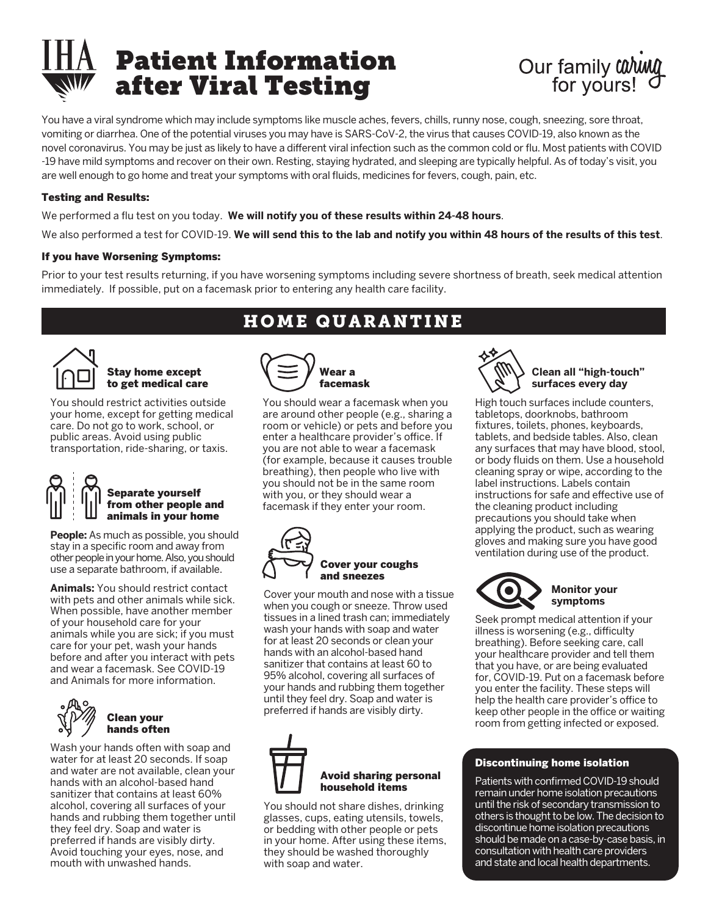# Patient Information after Viral Testing

Our family caring for yours!

You have a viral syndrome which may include symptoms like muscle aches, fevers, chills, runny nose, cough, sneezing, sore throat, vomiting or diarrhea. One of the potential viruses you may have is SARS-CoV-2, the virus that causes COVID-19, also known as the novel coronavirus. You may be just as likely to have a different viral infection such as the common cold or flu. Most patients with COVID -19 have mild symptoms and recover on their own. Resting, staying hydrated, and sleeping are typically helpful. As of today's visit, you are well enough to go home and treat your symptoms with oral fluids, medicines for fevers, cough, pain, etc.

### Testing and Results:

We performed a flu test on you today. **We will notify you of these results within 24-48 hours**.

We also performed a test for COVID-19. **We will send this to the lab and notify you within 48 hours of the results of this test**.

### If you have Worsening Symptoms:

Prior to your test results returning, if you have worsening symptoms including severe shortness of breath, seek medical attention immediately. If possible, put on a facemask prior to entering any health care facility.

## HOME QUARANTINE

### Stay home except to get medical care

You should restrict activities outside your home, except for getting medical care. Do not go to work, school, or public areas. Avoid using public transportation, ride-sharing, or taxis.

### Separate yourself from other people and animals in your home

**People:** As much as possible, you should stay in a specific room and away from other people in your home. Also, you should use a separate bathroom, if available.

**Animals:** You should restrict contact with pets and other animals while sick. When possible, have another member of your household care for your animals while you are sick; if you must care for your pet, wash your hands before and after you interact with pets and wear a facemask. See COVID-19 and Animals for more information.

### Clean your hands often

Wash your hands often with soap and water for at least 20 seconds. If soap and water are not available, clean your hands with an alcohol-based hand sanitizer that contains at least 60% alcohol, covering all surfaces of your hands and rubbing them together until they feel dry. Soap and water is preferred if hands are visibly dirty. Avoid touching your eyes, nose, and mouth with unwashed hands.

### Wear a facemask

You should wear a facemask when you are around other people (e.g., sharing a room or vehicle) or pets and before you enter a healthcare provider's office. If you are not able to wear a facemask (for example, because it causes trouble breathing), then people who live with you should not be in the same room with you, or they should wear a facemask if they enter your room.

### Cover your coughs and sneezes

Cover your mouth and nose with a tissue when you cough or sneeze. Throw used tissues in a lined trash can; immediately wash your hands with soap and water for at least 20 seconds or clean your hands with an alcohol-based hand sanitizer that contains at least 60 to 95% alcohol, covering all surfaces of your hands and rubbing them together until they feel dry. Soap and water is preferred if hands are visibly dirty.

### Avoid sharing personal household items

You should not share dishes, drinking glasses, cups, eating utensils, towels, or bedding with other people or pets in your home. After using these items, they should be washed thoroughly with soap and water.

### Clean all "high-touch" surfaces every day

High touch surfaces include counters, tabletops, doorknobs, bathroom fixtures, toilets, phones, keyboards, tablets, and bedside tables. Also, clean any surfaces that may have blood, stool, or body fluids on them. Use a household cleaning spray or wipe, according to the label instructions. Labels contain instructions for safe and effective use of the cleaning product including precautions you should take when applying the product, such as wearing gloves and making sure you have good ventilation during use of the product.

### Monitor your symptoms

Seek prompt medical attention if your illness is worsening (e.g., difficulty breathing). Before seeking care, call your healthcare provider and tell them that you have, or are being evaluated for, COVID-19. Put on a facemask before you enter the facility. These steps will help the health care provider's office to keep other people in the office or waiting room from getting infected or exposed.

### Discontinuing home isolation

Patients with confirmed COVID-19 should remain under home isolation precautions until the risk of secondary transmission to others is thought to be low. The decision to discontinue home isolation precautions should be made on a case-by-case basis, in consultation with health care providers and state and local health departments.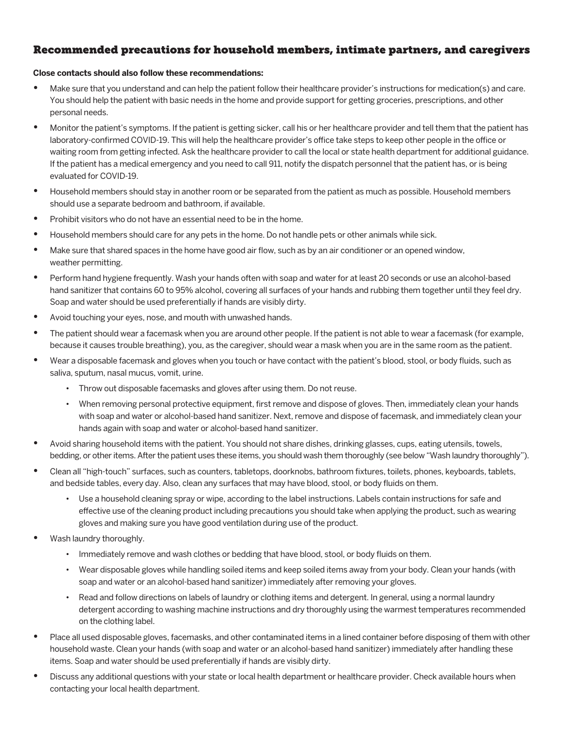## Recommended precautions for household members, intimate partners, and caregivers

**Close contacts should also follow these recommendations:**

- Make sure that you understand and can help the patient follow their healthcare provider's instructions for medication(s) and care. You should help the patient with basic needs in the home and provide support for getting groceries, prescriptions, and other personal needs.
- Monitor the patient's symptoms. If the patient is getting sicker, call his or her healthcare provider and tell them that the patient has laboratory-confirmed COVID-19. This will help the healthcare provider's office take steps to keep other people in the office or waiting room from getting infected. Ask the healthcare provider to call the local or state health department for additional guidance. If the patient has a medical emergency and you need to call 911, notify the dispatch personnel that the patient has, or is being evaluated for COVID-19.
- Household members should stay in another room or be separated from the patient as much as possible. Household members should use a separate bedroom and bathroom, if available.
- Prohibit visitors who do not have an essential need to be in the home.
- Household members should care for any pets in the home. Do not handle pets or other animals while sick.
- Make sure that shared spaces in the home have good air flow, such as by an air conditioner or an opened window, weather permitting.
- Perform hand hygiene frequently. Wash your hands often with soap and water for at least 20 seconds or use an alcohol-based hand sanitizer that contains 60 to 95% alcohol, covering all surfaces of your hands and rubbing them together until they feel dry. Soap and water should be used preferentially if hands are visibly dirty.
- Avoid touching your eyes, nose, and mouth with unwashed hands.
- The patient should wear a facemask when you are around other people. If the patient is not able to wear a facemask (for example, because it causes trouble breathing), you, as the caregiver, should wear a mask when you are in the same room as the patient.
- Wear a disposable facemask and gloves when you touch or have contact with the patient's blood, stool, or body fluids, such as saliva, sputum, nasal mucus, vomit, urine.
  - Throw out disposable facemasks and gloves after using them. Do not reuse.
  - When removing personal protective equipment, first remove and dispose of gloves. Then, immediately clean your hands with soap and water or alcohol-based hand sanitizer. Next, remove and dispose of facemask, and immediately clean your hands again with soap and water or alcohol-based hand sanitizer.
- Avoid sharing household items with the patient. You should not share dishes, drinking glasses, cups, eating utensils, towels, bedding, or other items. After the patient uses these items, you should wash them thoroughly (see below "Wash laundry thoroughly").
- Clean all "high-touch" surfaces, such as counters, tabletops, doorknobs, bathroom fixtures, toilets, phones, keyboards, tablets, and bedside tables, every day. Also, clean any surfaces that may have blood, stool, or body fluids on them.
  - Use a household cleaning spray or wipe, according to the label instructions. Labels contain instructions for safe and effective use of the cleaning product including precautions you should take when applying the product, such as wearing gloves and making sure you have good ventilation during use of the product.
- Wash laundry thoroughly.
  - Immediately remove and wash clothes or bedding that have blood, stool, or body fluids on them.
  - Wear disposable gloves while handling soiled items and keep soiled items away from your body. Clean your hands (with soap and water or an alcohol-based hand sanitizer) immediately after removing your gloves.
  - Read and follow directions on labels of laundry or clothing items and detergent. In general, using a normal laundry detergent according to washing machine instructions and dry thoroughly using the warmest temperatures recommended on the clothing label.
- Place all used disposable gloves, facemasks, and other contaminated items in a lined container before disposing of them with other household waste. Clean your hands (with soap and water or an alcohol-based hand sanitizer) immediately after handling these items. Soap and water should be used preferentially if hands are visibly dirty.
- Discuss any additional questions with your state or local health department or healthcare provider. Check available hours when contacting your local health department.